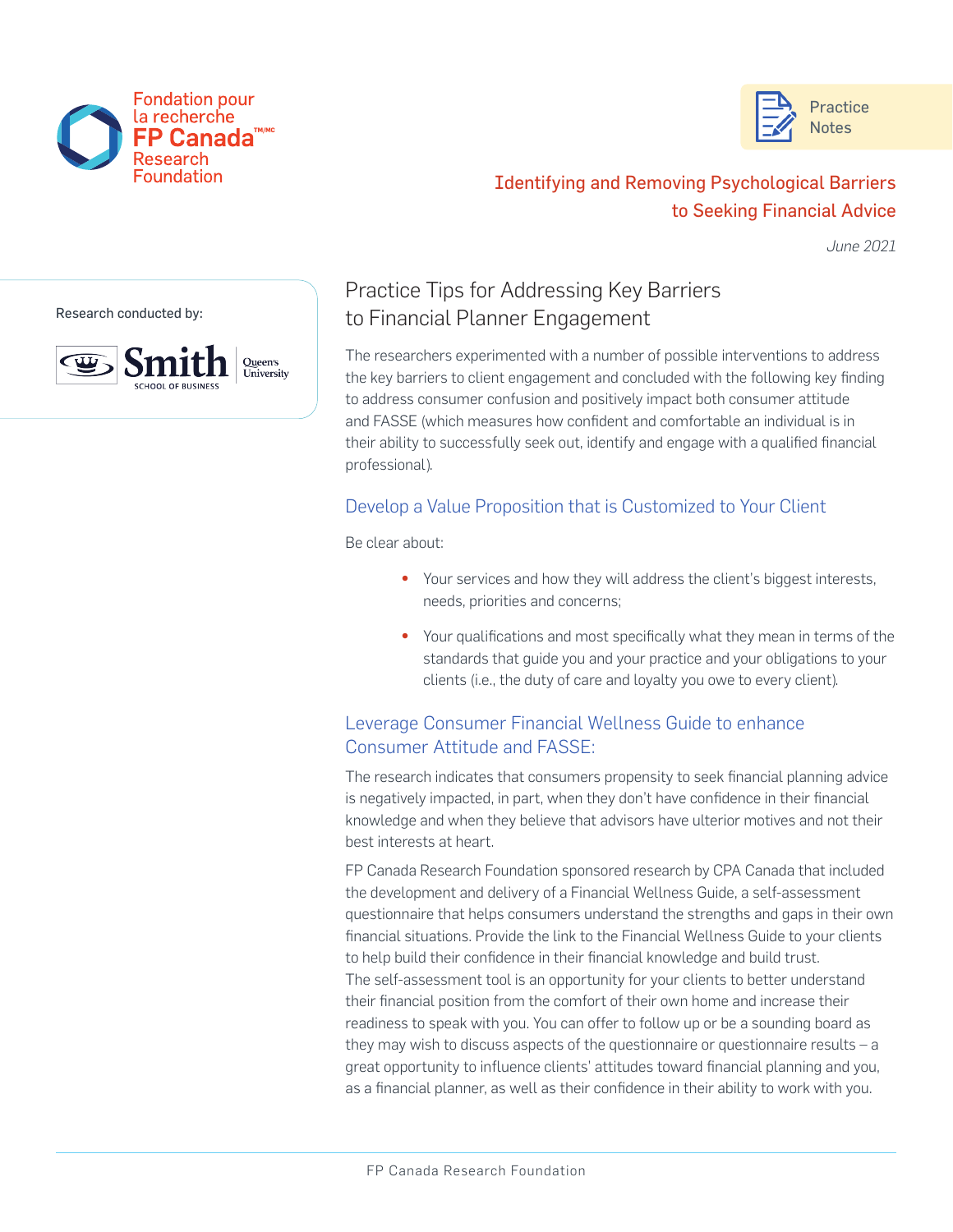Fondation pour la recherche FP Canada™/MC Research Foundation

Practice Notes

# Identifying and Removing Psychological Barriers to Seeking Financial Advice

*June 2021*

Research conducted by:

Smith School of Business, Queen's University

## Practice Tips for Addressing Key Barriers to Financial Planner Engagement

The researchers experimented with a number of possible interventions to address the key barriers to client engagement and concluded with the following key finding to address consumer confusion and positively impact both consumer attitude and FASSE (which measures how confident and comfortable an individual is in their ability to successfully seek out, identify and engage with a qualified financial professional).

### Develop a Value Proposition that is Customized to Your Client

Be clear about:

- Your services and how they will address the client's biggest interests, needs, priorities and concerns;
- Your qualifications and most specifically what they mean in terms of the standards that guide you and your practice and your obligations to your clients (i.e., the duty of care and loyalty you owe to every client).

### Leverage Consumer Financial Wellness Guide to enhance Consumer Attitude and FASSE:

The research indicates that consumers propensity to seek financial planning advice is negatively impacted, in part, when they don't have confidence in their financial knowledge and when they believe that advisors have ulterior motives and not their best interests at heart.

FP Canada Research Foundation sponsored research by CPA Canada that included the development and delivery of a Financial Wellness Guide, a self-assessment questionnaire that helps consumers understand the strengths and gaps in their own financial situations. Provide the link to the Financial Wellness Guide to your clients to help build their confidence in their financial knowledge and build trust. The self-assessment tool is an opportunity for your clients to better understand their financial position from the comfort of their own home and increase their readiness to speak with you. You can offer to follow up or be a sounding board as they may wish to discuss aspects of the questionnaire or questionnaire results – a great opportunity to influence clients' attitudes toward financial planning and you, as a financial planner, as well as their confidence in their ability to work with you.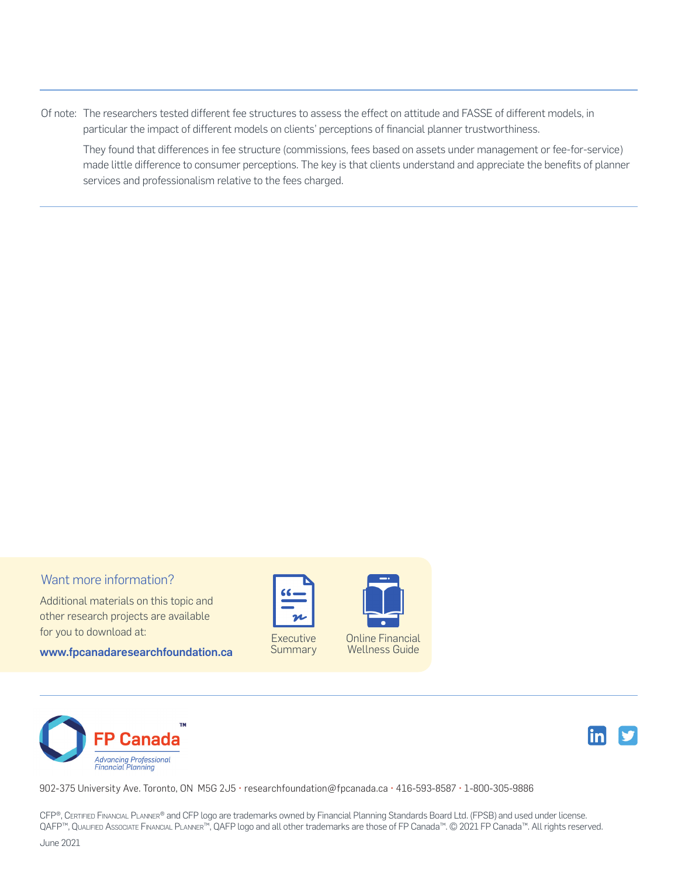Of note: The researchers tested different fee structures to assess the effect on attitude and FASSE of different models, in particular the impact of different models on clients' perceptions of financial planner trustworthiness.

They found that differences in fee structure (commissions, fees based on assets under management or fee-for-service) made little difference to consumer perceptions. The key is that clients understand and appreciate the benefits of planner services and professionalism relative to the fees charged.

---

## Want more information?

Additional materials on this topic and other research projects are available for you to download at:

**www.fpcanadaresearchfoundation.ca**

Executive Summary

Online Financial Wellness Guide

---

FP Canada™

*Advancing Professional Financial Planning*

902-375 University Ave. Toronto, ON M5G 2J5 · researchfoundation@fpcanada.ca · 416-593-8587 · 1-800-305-9886

CFP®, Certified Financial Planner® and CFP logo are trademarks owned by Financial Planning Standards Board Ltd. (FPSB) and used under license. QAFP™, Qualified Associate Financial Planner™, QAFP logo and all other trademarks are those of FP Canada™. © 2021 FP Canada™. All rights reserved.

June 2021